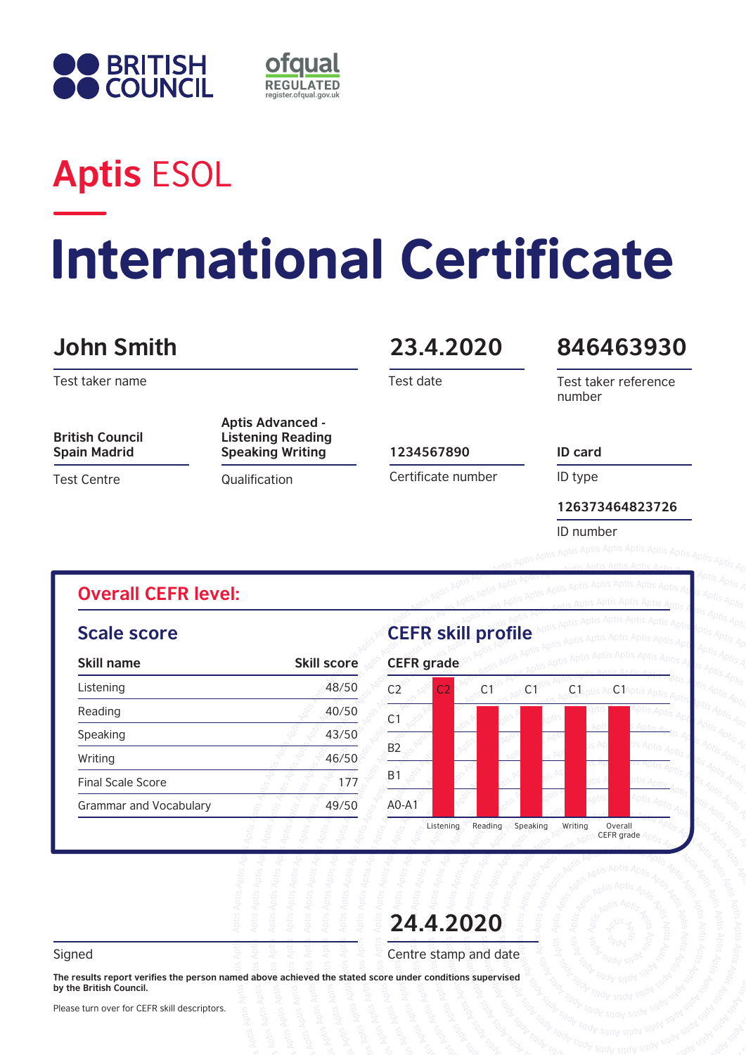BRITISH COUNCIL

ofqual REGULATED register.ofqual.gov.uk

# Aptis ESOL

# International Certificate

**John Smith**
Test taker name

**23.4.2020**
Test date

**846463930**
Test taker reference number

**British Council Spain Madrid**
Test Centre

**Aptis Advanced - Listening Reading Speaking Writing**
Qualification

**1234567890**
Certificate number

**ID card**
ID type

**126373464823726**
ID number

## Overall CEFR level:

### Scale score

| Skill name | Skill score |
|---|---|
| Listening | 48/50 |
| Reading | 40/50 |
| Speaking | 43/50 |
| Writing | 46/50 |
| Final Scale Score | 177 |
| Grammar and Vocabulary | 49/50 |

### CEFR skill profile

| CEFR grade | Listening | Reading | Speaking | Writing | Overall CEFR grade |
|---|---|---|---|---|---|
| | C2 | C1 | C1 | C1 | C1 |

**24.4.2020**

Signed

Centre stamp and date

**The results report verifies the person named above achieved the stated score under conditions supervised by the British Council.**

Please turn over for CEFR skill descriptors.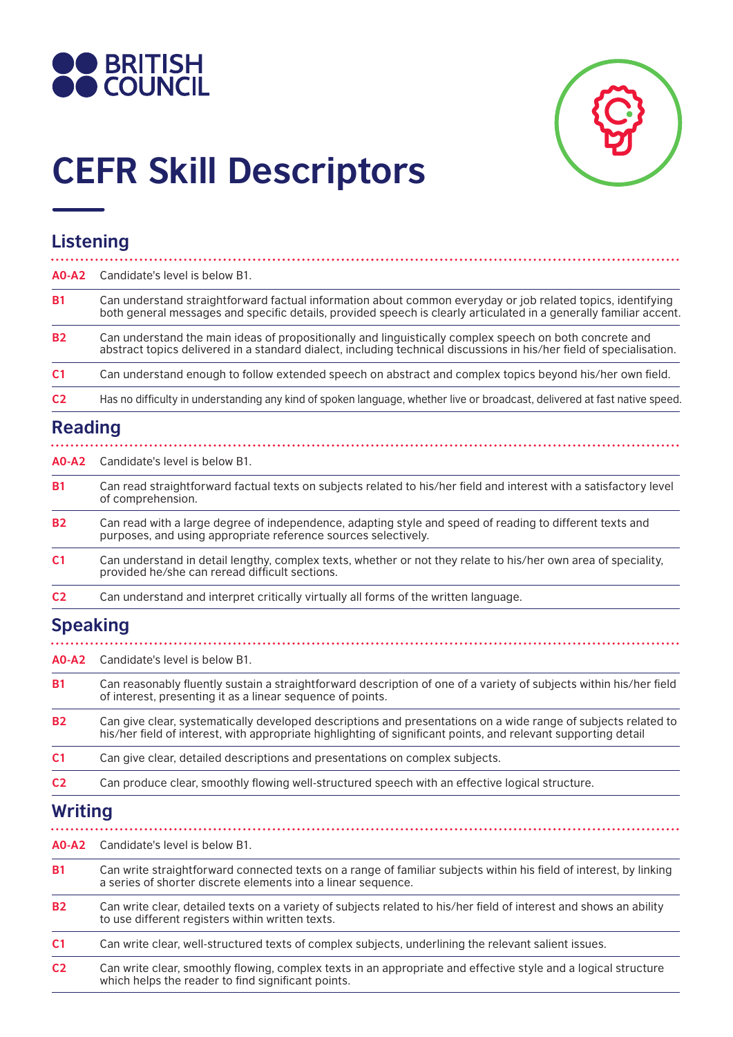BRITISH COUNCIL

# CEFR Skill Descriptors

## Listening

| | |
|---|---|
| A0-A2 | Candidate's level is below B1. |
| B1 | Can understand straightforward factual information about common everyday or job related topics, identifying both general messages and specific details, provided speech is clearly articulated in a generally familiar accent. |
| B2 | Can understand the main ideas of propositionally and linguistically complex speech on both concrete and abstract topics delivered in a standard dialect, including technical discussions in his/her field of specialisation. |
| C1 | Can understand enough to follow extended speech on abstract and complex topics beyond his/her own field. |
| C2 | Has no difficulty in understanding any kind of spoken language, whether live or broadcast, delivered at fast native speed. |

## Reading

| | |
|---|---|
| A0-A2 | Candidate's level is below B1. |
| B1 | Can read straightforward factual texts on subjects related to his/her field and interest with a satisfactory level of comprehension. |
| B2 | Can read with a large degree of independence, adapting style and speed of reading to different texts and purposes, and using appropriate reference sources selectively. |
| C1 | Can understand in detail lengthy, complex texts, whether or not they relate to his/her own area of speciality, provided he/she can reread difficult sections. |
| C2 | Can understand and interpret critically virtually all forms of the written language. |

## Speaking

| | |
|---|---|
| A0-A2 | Candidate's level is below B1. |
| B1 | Can reasonably fluently sustain a straightforward description of one of a variety of subjects within his/her field of interest, presenting it as a linear sequence of points. |
| B2 | Can give clear, systematically developed descriptions and presentations on a wide range of subjects related to his/her field of interest, with appropriate highlighting of significant points, and relevant supporting detail |
| C1 | Can give clear, detailed descriptions and presentations on complex subjects. |
| C2 | Can produce clear, smoothly flowing well-structured speech with an effective logical structure. |

## Writing

| | |
|---|---|
| A0-A2 | Candidate's level is below B1. |
| B1 | Can write straightforward connected texts on a range of familiar subjects within his field of interest, by linking a series of shorter discrete elements into a linear sequence. |
| B2 | Can write clear, detailed texts on a variety of subjects related to his/her field of interest and shows an ability to use different registers within written texts. |
| C1 | Can write clear, well-structured texts of complex subjects, underlining the relevant salient issues. |
| C2 | Can write clear, smoothly flowing, complex texts in an appropriate and effective style and a logical structure which helps the reader to find significant points. |